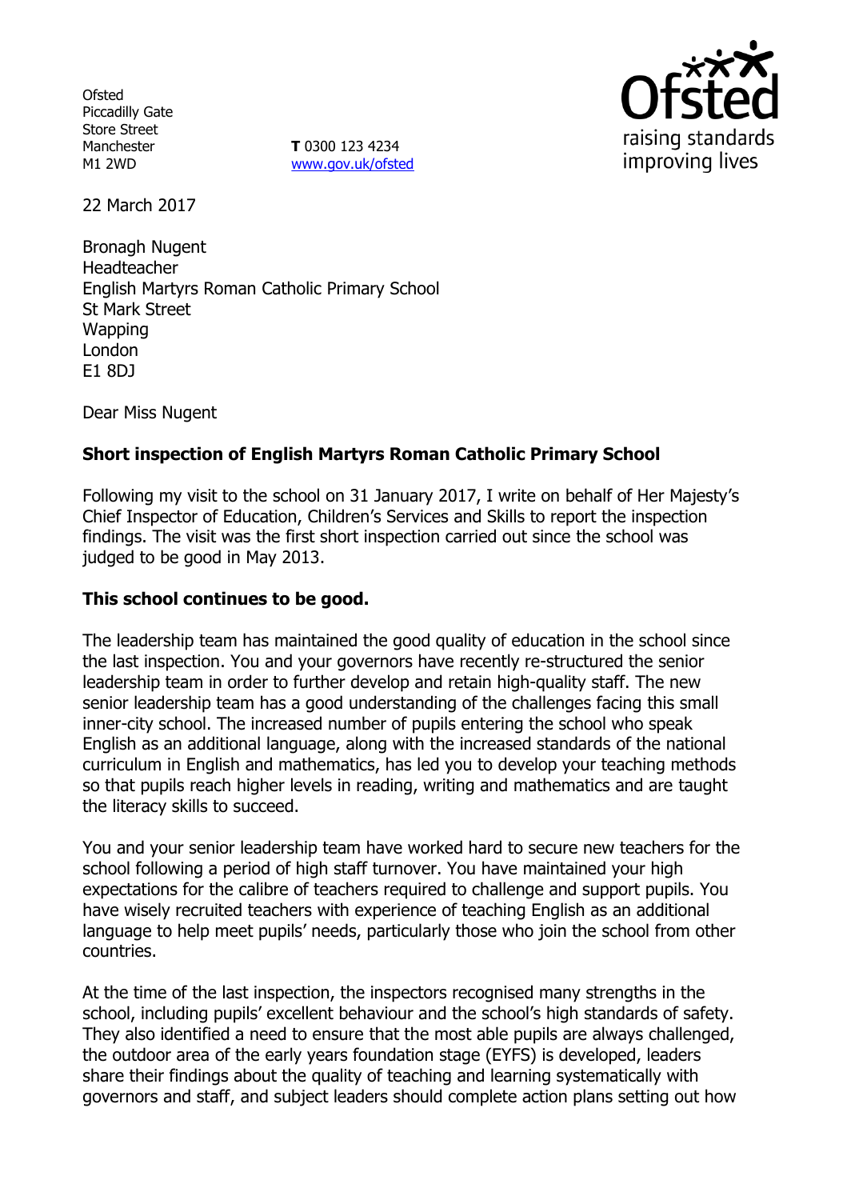Ofsted
Piccadilly Gate
Store Street
Manchester
M1 2WD

**T** 0300 123 4234
www.gov.uk/ofsted

22 March 2017

Bronagh Nugent
Headteacher
English Martyrs Roman Catholic Primary School
St Mark Street
Wapping
London
E1 8DJ

Dear Miss Nugent

**Short inspection of English Martyrs Roman Catholic Primary School**

Following my visit to the school on 31 January 2017, I write on behalf of Her Majesty's Chief Inspector of Education, Children's Services and Skills to report the inspection findings. The visit was the first short inspection carried out since the school was judged to be good in May 2013.

**This school continues to be good.**

The leadership team has maintained the good quality of education in the school since the last inspection. You and your governors have recently re-structured the senior leadership team in order to further develop and retain high-quality staff. The new senior leadership team has a good understanding of the challenges facing this small inner-city school. The increased number of pupils entering the school who speak English as an additional language, along with the increased standards of the national curriculum in English and mathematics, has led you to develop your teaching methods so that pupils reach higher levels in reading, writing and mathematics and are taught the literacy skills to succeed.

You and your senior leadership team have worked hard to secure new teachers for the school following a period of high staff turnover. You have maintained your high expectations for the calibre of teachers required to challenge and support pupils. You have wisely recruited teachers with experience of teaching English as an additional language to help meet pupils' needs, particularly those who join the school from other countries.

At the time of the last inspection, the inspectors recognised many strengths in the school, including pupils' excellent behaviour and the school's high standards of safety. They also identified a need to ensure that the most able pupils are always challenged, the outdoor area of the early years foundation stage (EYFS) is developed, leaders share their findings about the quality of teaching and learning systematically with governors and staff, and subject leaders should complete action plans setting out how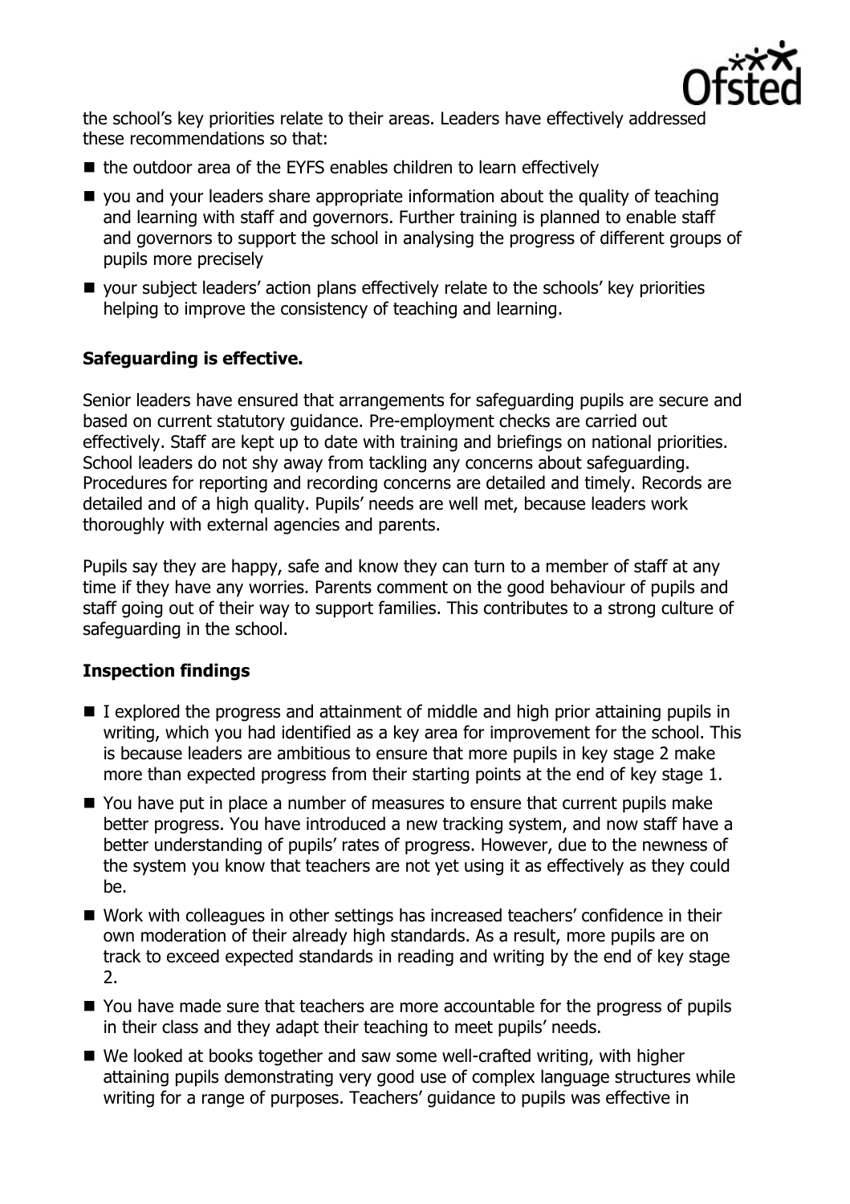the school's key priorities relate to their areas. Leaders have effectively addressed these recommendations so that:

- the outdoor area of the EYFS enables children to learn effectively
- you and your leaders share appropriate information about the quality of teaching and learning with staff and governors. Further training is planned to enable staff and governors to support the school in analysing the progress of different groups of pupils more precisely
- your subject leaders' action plans effectively relate to the schools' key priorities helping to improve the consistency of teaching and learning.

**Safeguarding is effective.**

Senior leaders have ensured that arrangements for safeguarding pupils are secure and based on current statutory guidance. Pre-employment checks are carried out effectively. Staff are kept up to date with training and briefings on national priorities. School leaders do not shy away from tackling any concerns about safeguarding. Procedures for reporting and recording concerns are detailed and timely. Records are detailed and of a high quality. Pupils' needs are well met, because leaders work thoroughly with external agencies and parents.

Pupils say they are happy, safe and know they can turn to a member of staff at any time if they have any worries. Parents comment on the good behaviour of pupils and staff going out of their way to support families. This contributes to a strong culture of safeguarding in the school.

**Inspection findings**

- I explored the progress and attainment of middle and high prior attaining pupils in writing, which you had identified as a key area for improvement for the school. This is because leaders are ambitious to ensure that more pupils in key stage 2 make more than expected progress from their starting points at the end of key stage 1.
- You have put in place a number of measures to ensure that current pupils make better progress. You have introduced a new tracking system, and now staff have a better understanding of pupils' rates of progress. However, due to the newness of the system you know that teachers are not yet using it as effectively as they could be.
- Work with colleagues in other settings has increased teachers' confidence in their own moderation of their already high standards. As a result, more pupils are on track to exceed expected standards in reading and writing by the end of key stage 2.
- You have made sure that teachers are more accountable for the progress of pupils in their class and they adapt their teaching to meet pupils' needs.
- We looked at books together and saw some well-crafted writing, with higher attaining pupils demonstrating very good use of complex language structures while writing for a range of purposes. Teachers' guidance to pupils was effective in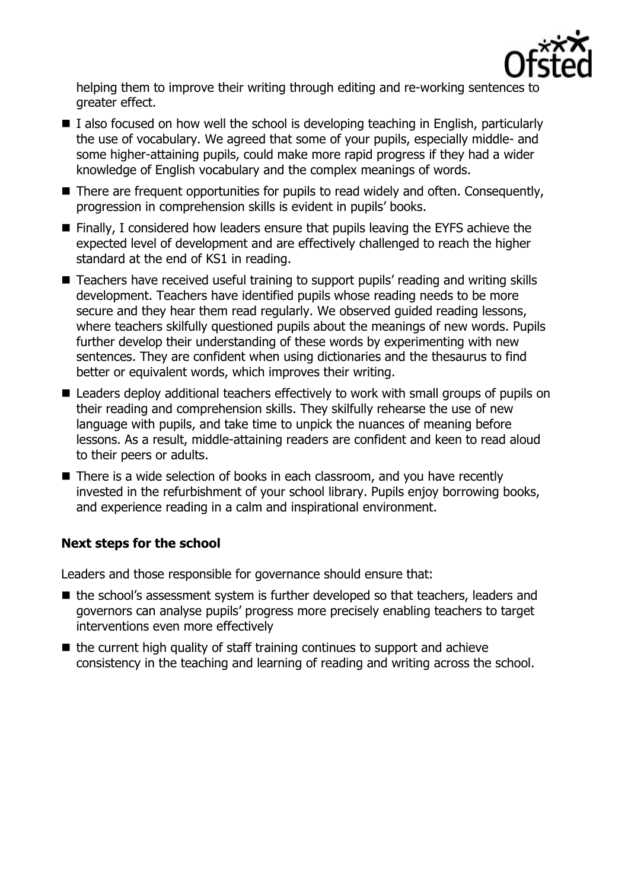helping them to improve their writing through editing and re-working sentences to greater effect.

- I also focused on how well the school is developing teaching in English, particularly the use of vocabulary. We agreed that some of your pupils, especially middle- and some higher-attaining pupils, could make more rapid progress if they had a wider knowledge of English vocabulary and the complex meanings of words.
- There are frequent opportunities for pupils to read widely and often. Consequently, progression in comprehension skills is evident in pupils' books.
- Finally, I considered how leaders ensure that pupils leaving the EYFS achieve the expected level of development and are effectively challenged to reach the higher standard at the end of KS1 in reading.
- Teachers have received useful training to support pupils' reading and writing skills development. Teachers have identified pupils whose reading needs to be more secure and they hear them read regularly. We observed guided reading lessons, where teachers skilfully questioned pupils about the meanings of new words. Pupils further develop their understanding of these words by experimenting with new sentences. They are confident when using dictionaries and the thesaurus to find better or equivalent words, which improves their writing.
- Leaders deploy additional teachers effectively to work with small groups of pupils on their reading and comprehension skills. They skilfully rehearse the use of new language with pupils, and take time to unpick the nuances of meaning before lessons. As a result, middle-attaining readers are confident and keen to read aloud to their peers or adults.
- There is a wide selection of books in each classroom, and you have recently invested in the refurbishment of your school library. Pupils enjoy borrowing books, and experience reading in a calm and inspirational environment.

**Next steps for the school**

Leaders and those responsible for governance should ensure that:

- the school's assessment system is further developed so that teachers, leaders and governors can analyse pupils' progress more precisely enabling teachers to target interventions even more effectively
- the current high quality of staff training continues to support and achieve consistency in the teaching and learning of reading and writing across the school.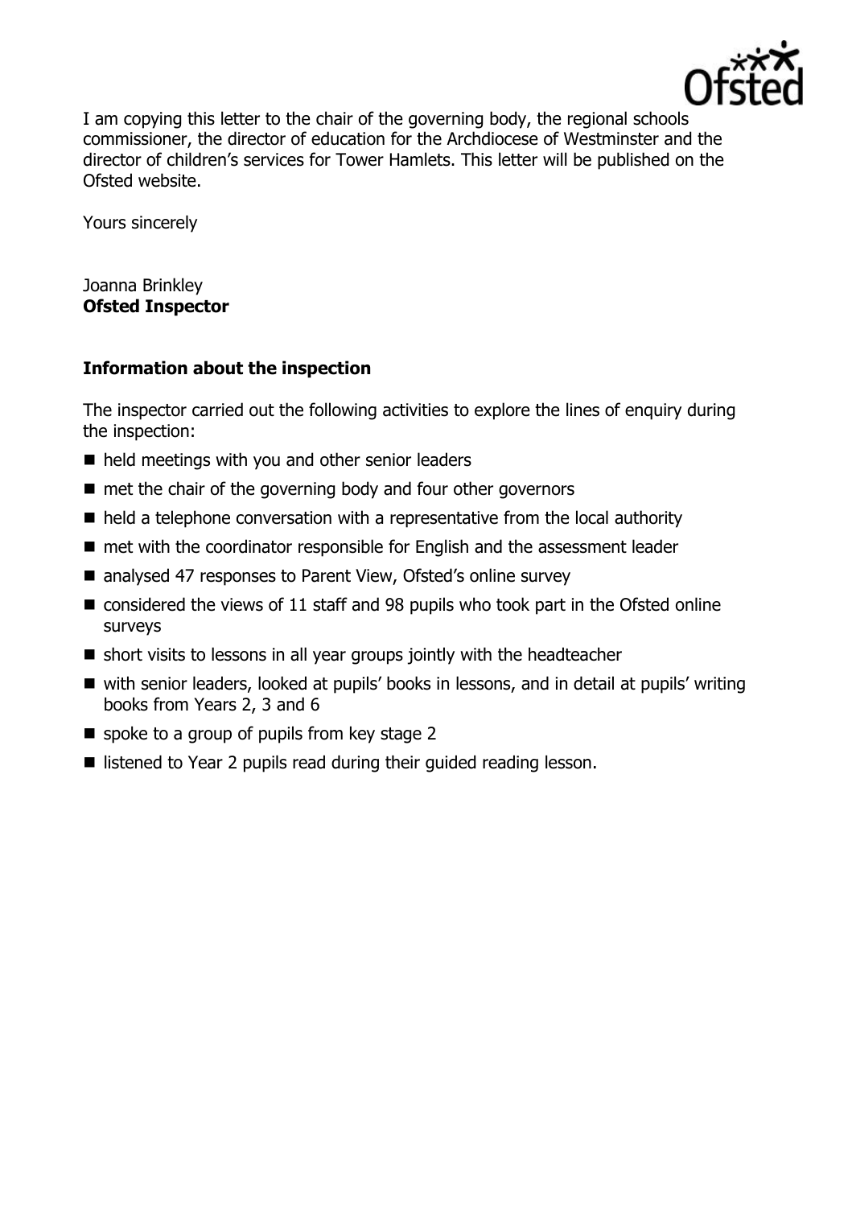I am copying this letter to the chair of the governing body, the regional schools commissioner, the director of education for the Archdiocese of Westminster and the director of children's services for Tower Hamlets. This letter will be published on the Ofsted website.

Yours sincerely

Joanna Brinkley
**Ofsted Inspector**

### Information about the inspection

The inspector carried out the following activities to explore the lines of enquiry during the inspection:

- held meetings with you and other senior leaders
- met the chair of the governing body and four other governors
- held a telephone conversation with a representative from the local authority
- met with the coordinator responsible for English and the assessment leader
- analysed 47 responses to Parent View, Ofsted's online survey
- considered the views of 11 staff and 98 pupils who took part in the Ofsted online surveys
- short visits to lessons in all year groups jointly with the headteacher
- with senior leaders, looked at pupils' books in lessons, and in detail at pupils' writing books from Years 2, 3 and 6
- spoke to a group of pupils from key stage 2
- listened to Year 2 pupils read during their guided reading lesson.